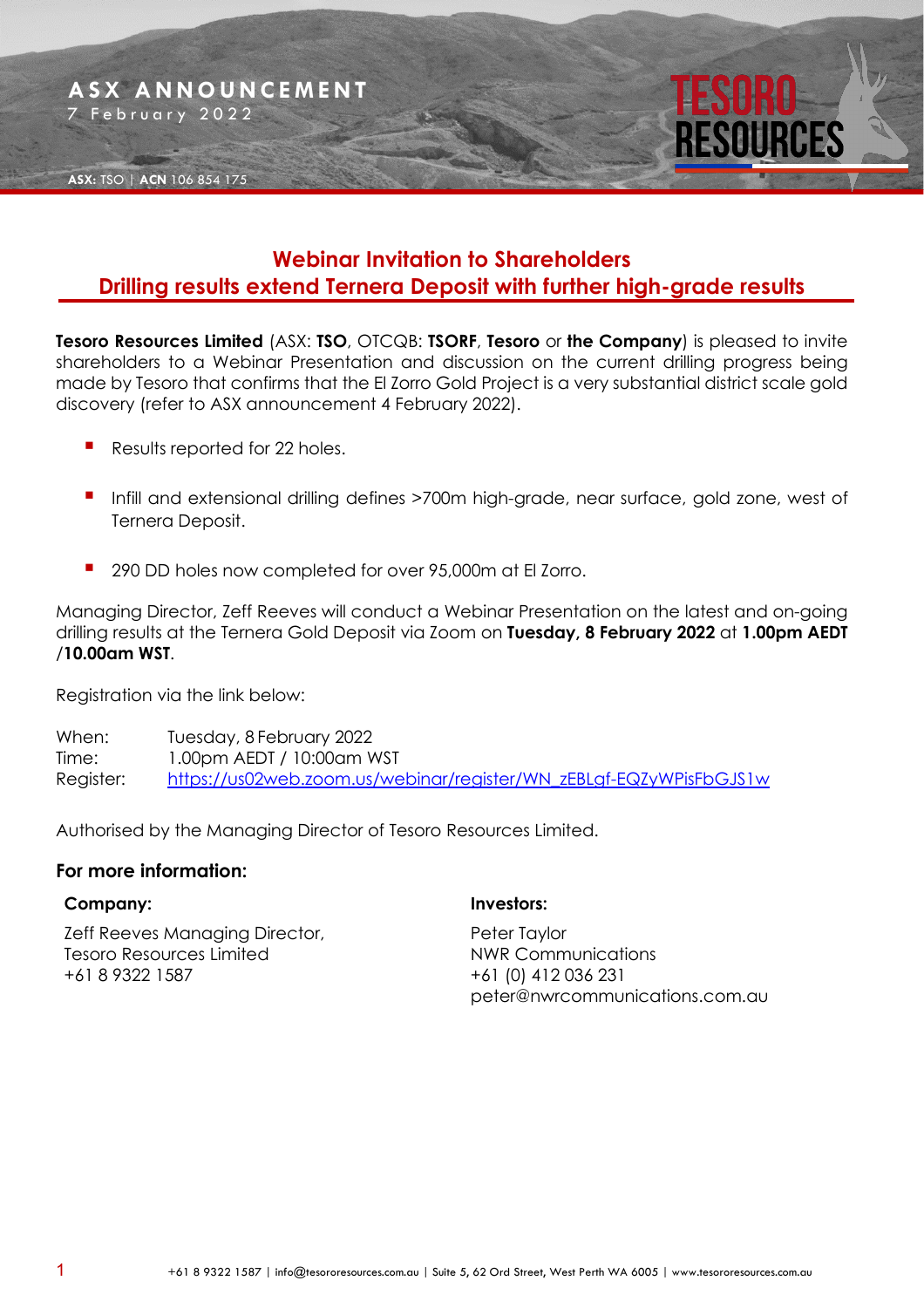ASX ANNOUNCEMENT
7 February 2022

ASX: TSO | ACN 106 854 175

# Webinar Invitation to Shareholders
## Drilling results extend Ternera Deposit with further high-grade results

**Tesoro Resources Limited** (ASX: **TSO**, OTCQB: **TSORF**, **Tesoro** or **the Company**) is pleased to invite shareholders to a Webinar Presentation and discussion on the current drilling progress being made by Tesoro that confirms that the El Zorro Gold Project is a very substantial district scale gold discovery (refer to ASX announcement 4 February 2022).

- Results reported for 22 holes.
- Infill and extensional drilling defines >700m high-grade, near surface, gold zone, west of Ternera Deposit.
- 290 DD holes now completed for over 95,000m at El Zorro.

Managing Director, Zeff Reeves will conduct a Webinar Presentation on the latest and on-going drilling results at the Ternera Gold Deposit via Zoom on **Tuesday, 8 February 2022** at **1.00pm AEDT /10.00am WST**.

Registration via the link below:

When: Tuesday, 8 February 2022
Time: 1.00pm AEDT / 10:00am WST
Register: https://us02web.zoom.us/webinar/register/WN_zEBLgf-EQZyWPisFbGJS1w

Authorised by the Managing Director of Tesoro Resources Limited.

### For more information:

**Company:**

Zeff Reeves Managing Director,
Tesoro Resources Limited
+61 8 9322 1587

**Investors:**

Peter Taylor
NWR Communications
+61 (0) 412 036 231
peter@nwrcommunications.com.au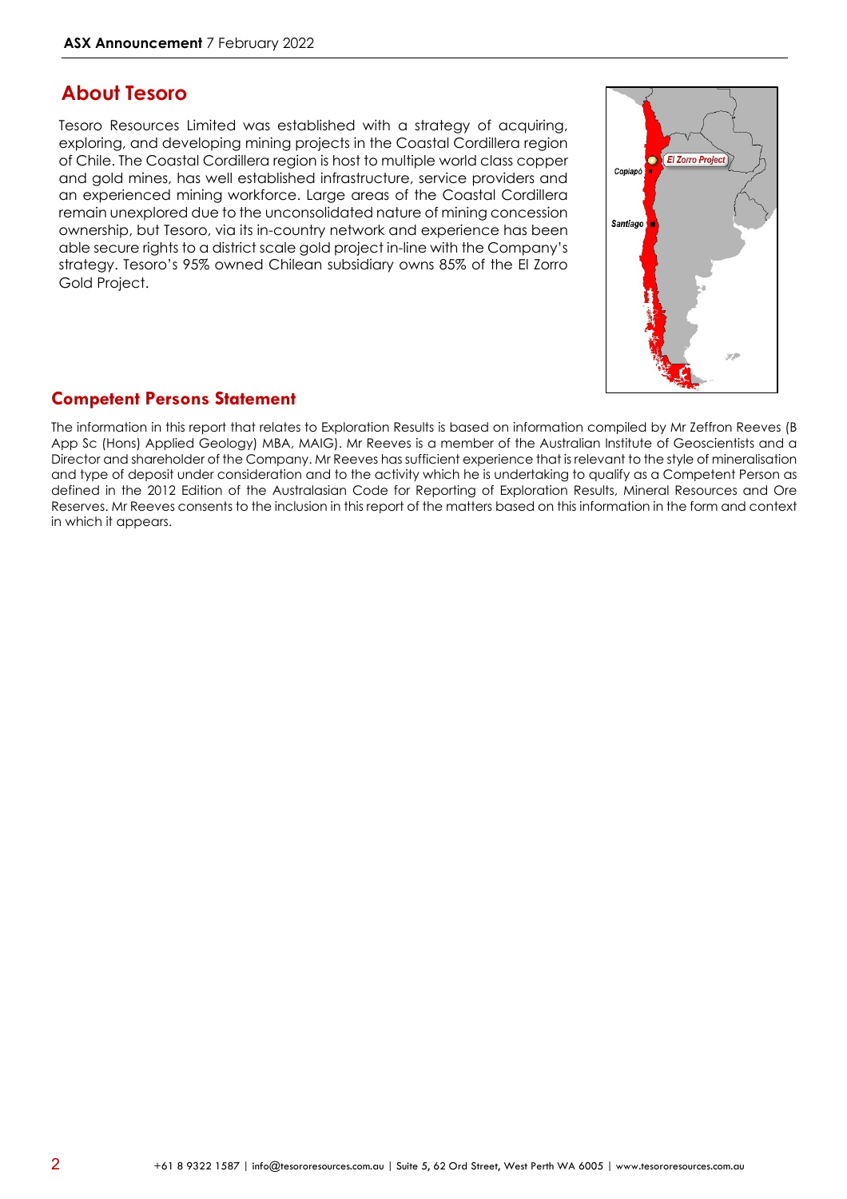## About Tesoro

Tesoro Resources Limited was established with a strategy of acquiring, exploring, and developing mining projects in the Coastal Cordillera region of Chile. The Coastal Cordillera region is host to multiple world class copper and gold mines, has well established infrastructure, service providers and an experienced mining workforce. Large areas of the Coastal Cordillera remain unexplored due to the unconsolidated nature of mining concession ownership, but Tesoro, via its in-country network and experience has been able secure rights to a district scale gold project in-line with the Company's strategy. Tesoro's 95% owned Chilean subsidiary owns 85% of the El Zorro Gold Project.

El Zorro Project

Copiapó

Santiago

## Competent Persons Statement

The information in this report that relates to Exploration Results is based on information compiled by Mr Zeffron Reeves (B App Sc (Hons) Applied Geology) MBA, MAIG). Mr Reeves is a member of the Australian Institute of Geoscientists and a Director and shareholder of the Company. Mr Reeves has sufficient experience that is relevant to the style of mineralisation and type of deposit under consideration and to the activity which he is undertaking to qualify as a Competent Person as defined in the 2012 Edition of the Australasian Code for Reporting of Exploration Results, Mineral Resources and Ore Reserves. Mr Reeves consents to the inclusion in this report of the matters based on this information in the form and context in which it appears.